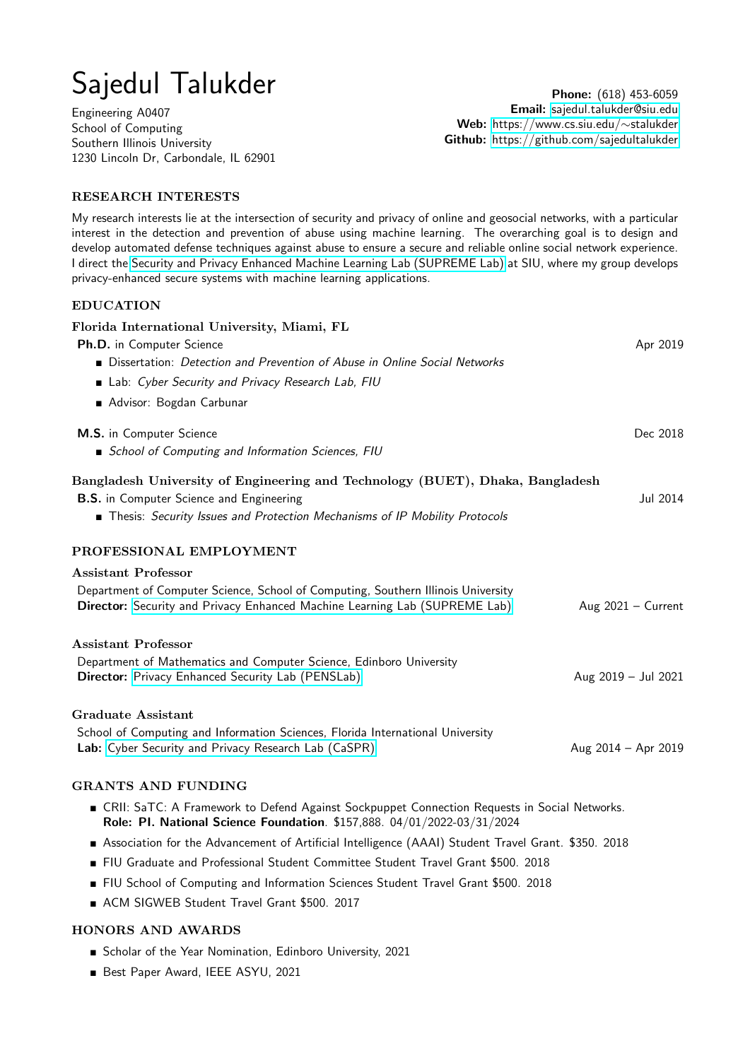# Sajedul Talukder

Engineering A0407
School of Computing
Southern Illinois University
1230 Lincoln Dr, Carbondale, IL 62901

**Phone:** (618) 453-6059
**Email:** sajedul.talukder@siu.edu
**Web:** https://www.cs.siu.edu/~stalukder
**Github:** https://github.com/sajedultalukder

## RESEARCH INTERESTS

My research interests lie at the intersection of security and privacy of online and geosocial networks, with a particular interest in the detection and prevention of abuse using machine learning. The overarching goal is to design and develop automated defense techniques against abuse to ensure a secure and reliable online social network experience. I direct the Security and Privacy Enhanced Machine Learning Lab (SUPREME Lab) at SIU, where my group develops privacy-enhanced secure systems with machine learning applications.

## EDUCATION

### Florida International University, Miami, FL

**Ph.D.** in Computer Science — Apr 2019

- Dissertation: *Detection and Prevention of Abuse in Online Social Networks*
- Lab: *Cyber Security and Privacy Research Lab, FIU*
- Advisor: Bogdan Carbunar

**M.S.** in Computer Science — Dec 2018

- *School of Computing and Information Sciences, FIU*

### Bangladesh University of Engineering and Technology (BUET), Dhaka, Bangladesh

**B.S.** in Computer Science and Engineering — Jul 2014

- Thesis: *Security Issues and Protection Mechanisms of IP Mobility Protocols*

## PROFESSIONAL EMPLOYMENT

### Assistant Professor

Department of Computer Science, School of Computing, Southern Illinois University
**Director:** Security and Privacy Enhanced Machine Learning Lab (SUPREME Lab) — Aug 2021 – Current

### Assistant Professor

Department of Mathematics and Computer Science, Edinboro University
**Director:** Privacy Enhanced Security Lab (PENSLab) — Aug 2019 – Jul 2021

### Graduate Assistant

School of Computing and Information Sciences, Florida International University
**Lab:** Cyber Security and Privacy Research Lab (CaSPR) — Aug 2014 – Apr 2019

## GRANTS AND FUNDING

- CRII: SaTC: A Framework to Defend Against Sockpuppet Connection Requests in Social Networks. **Role: PI. National Science Foundation**. $157,888. 04/01/2022-03/31/2024
- Association for the Advancement of Artificial Intelligence (AAAI) Student Travel Grant. $350. 2018
- FIU Graduate and Professional Student Committee Student Travel Grant $500. 2018
- FIU School of Computing and Information Sciences Student Travel Grant $500. 2018
- ACM SIGWEB Student Travel Grant $500. 2017

## HONORS AND AWARDS

- Scholar of the Year Nomination, Edinboro University, 2021
- Best Paper Award, IEEE ASYU, 2021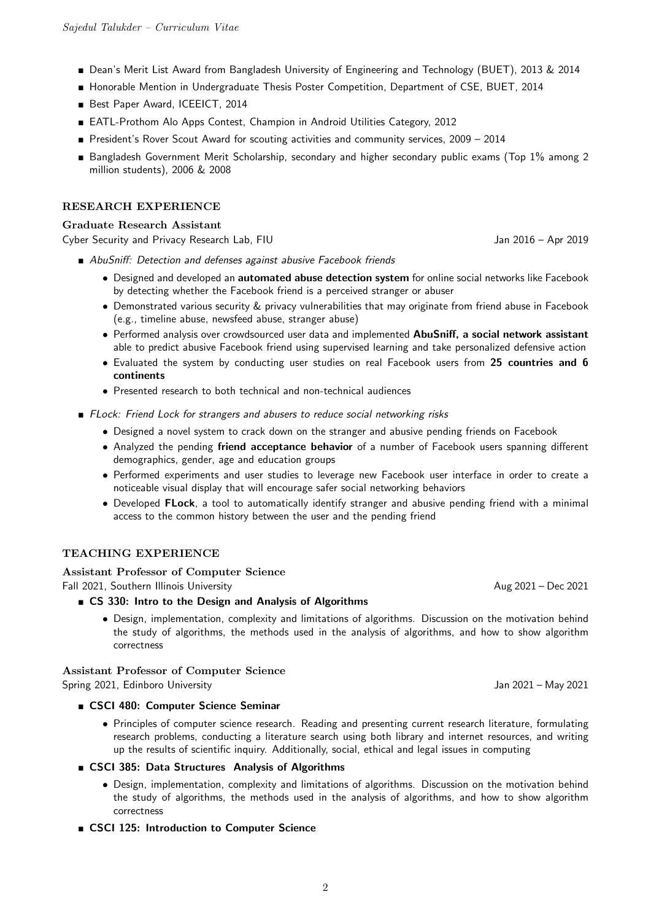- Dean's Merit List Award from Bangladesh University of Engineering and Technology (BUET), 2013 & 2014
- Honorable Mention in Undergraduate Thesis Poster Competition, Department of CSE, BUET, 2014
- Best Paper Award, ICEEICT, 2014
- EATL-Prothom Alo Apps Contest, Champion in Android Utilities Category, 2012
- President's Rover Scout Award for scouting activities and community services, 2009 – 2014
- Bangladesh Government Merit Scholarship, secondary and higher secondary public exams (Top 1% among 2 million students), 2006 & 2008

## RESEARCH EXPERIENCE

### Graduate Research Assistant

Cyber Security and Privacy Research Lab, FIU — Jan 2016 – Apr 2019

- *AbuSniff: Detection and defenses against abusive Facebook friends*
  - Designed and developed an **automated abuse detection system** for online social networks like Facebook by detecting whether the Facebook friend is a perceived stranger or abuser
  - Demonstrated various security & privacy vulnerabilities that may originate from friend abuse in Facebook (e.g., timeline abuse, newsfeed abuse, stranger abuse)
  - Performed analysis over crowdsourced user data and implemented **AbuSniff, a social network assistant** able to predict abusive Facebook friend using supervised learning and take personalized defensive action
  - Evaluated the system by conducting user studies on real Facebook users from **25 countries and 6 continents**
  - Presented research to both technical and non-technical audiences
- *FLock: Friend Lock for strangers and abusers to reduce social networking risks*
  - Designed a novel system to crack down on the stranger and abusive pending friends on Facebook
  - Analyzed the pending **friend acceptance behavior** of a number of Facebook users spanning different demographics, gender, age and education groups
  - Performed experiments and user studies to leverage new Facebook user interface in order to create a noticeable visual display that will encourage safer social networking behaviors
  - Developed **FLock**, a tool to automatically identify stranger and abusive pending friend with a minimal access to the common history between the user and the pending friend

## TEACHING EXPERIENCE

### Assistant Professor of Computer Science

Fall 2021, Southern Illinois University — Aug 2021 – Dec 2021

- **CS 330: Intro to the Design and Analysis of Algorithms**
  - Design, implementation, complexity and limitations of algorithms. Discussion on the motivation behind the study of algorithms, the methods used in the analysis of algorithms, and how to show algorithm correctness

### Assistant Professor of Computer Science

Spring 2021, Edinboro University — Jan 2021 – May 2021

- **CSCI 480: Computer Science Seminar**
  - Principles of computer science research. Reading and presenting current research literature, formulating research problems, conducting a literature search using both library and internet resources, and writing up the results of scientific inquiry. Additionally, social, ethical and legal issues in computing
- **CSCI 385: Data Structures Analysis of Algorithms**
  - Design, implementation, complexity and limitations of algorithms. Discussion on the motivation behind the study of algorithms, the methods used in the analysis of algorithms, and how to show algorithm correctness
- **CSCI 125: Introduction to Computer Science**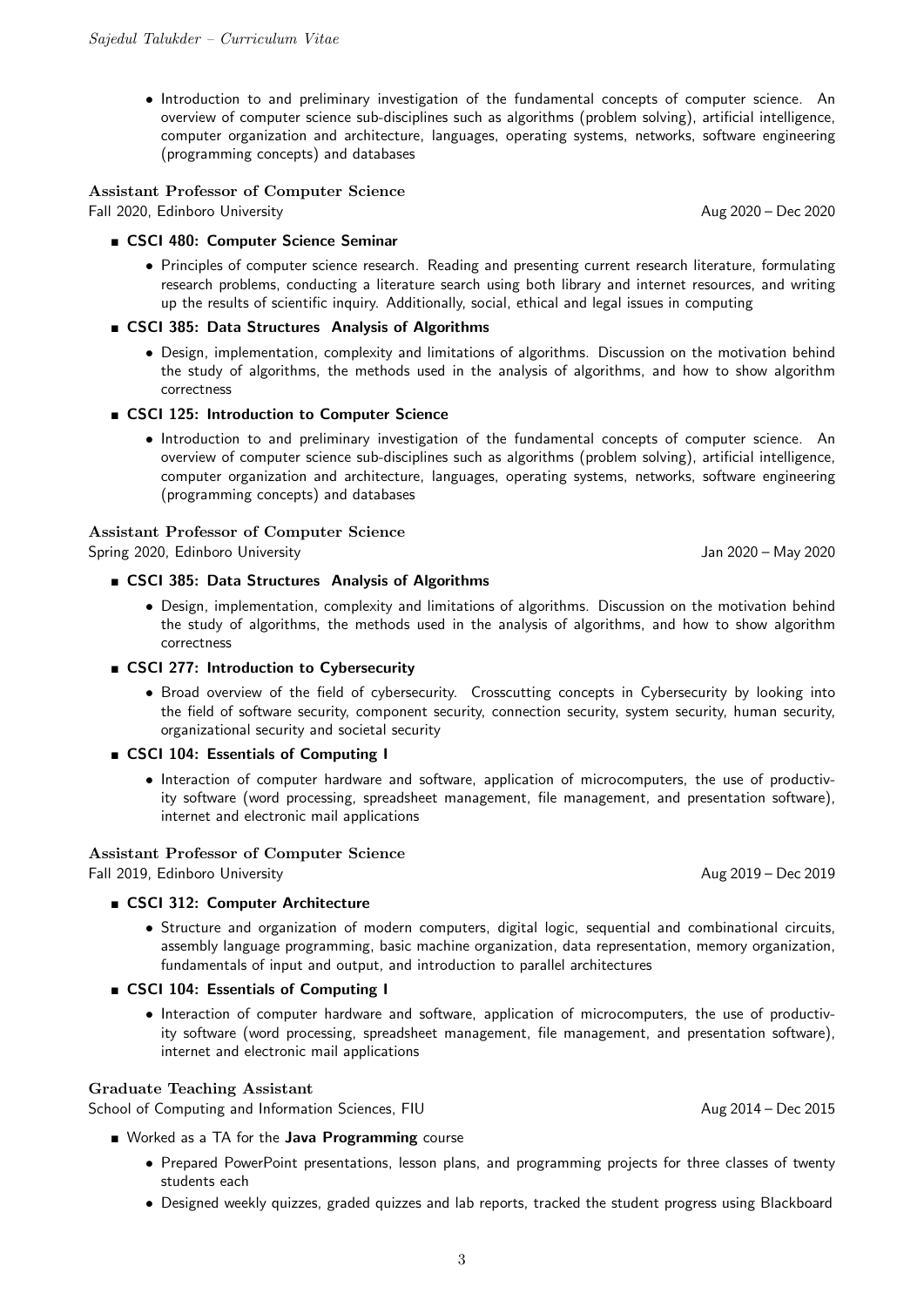- Introduction to and preliminary investigation of the fundamental concepts of computer science. An overview of computer science sub-disciplines such as algorithms (problem solving), artificial intelligence, computer organization and architecture, languages, operating systems, networks, software engineering (programming concepts) and databases

**Assistant Professor of Computer Science**
Fall 2020, Edinboro University — Aug 2020 – Dec 2020

- **CSCI 480: Computer Science Seminar**
  - Principles of computer science research. Reading and presenting current research literature, formulating research problems, conducting a literature search using both library and internet resources, and writing up the results of scientific inquiry. Additionally, social, ethical and legal issues in computing
- **CSCI 385: Data Structures Analysis of Algorithms**
  - Design, implementation, complexity and limitations of algorithms. Discussion on the motivation behind the study of algorithms, the methods used in the analysis of algorithms, and how to show algorithm correctness
- **CSCI 125: Introduction to Computer Science**
  - Introduction to and preliminary investigation of the fundamental concepts of computer science. An overview of computer science sub-disciplines such as algorithms (problem solving), artificial intelligence, computer organization and architecture, languages, operating systems, networks, software engineering (programming concepts) and databases

**Assistant Professor of Computer Science**
Spring 2020, Edinboro University — Jan 2020 – May 2020

- **CSCI 385: Data Structures Analysis of Algorithms**
  - Design, implementation, complexity and limitations of algorithms. Discussion on the motivation behind the study of algorithms, the methods used in the analysis of algorithms, and how to show algorithm correctness
- **CSCI 277: Introduction to Cybersecurity**
  - Broad overview of the field of cybersecurity. Crosscutting concepts in Cybersecurity by looking into the field of software security, component security, connection security, system security, human security, organizational security and societal security
- **CSCI 104: Essentials of Computing I**
  - Interaction of computer hardware and software, application of microcomputers, the use of productivity software (word processing, spreadsheet management, file management, and presentation software), internet and electronic mail applications

**Assistant Professor of Computer Science**
Fall 2019, Edinboro University — Aug 2019 – Dec 2019

- **CSCI 312: Computer Architecture**
  - Structure and organization of modern computers, digital logic, sequential and combinational circuits, assembly language programming, basic machine organization, data representation, memory organization, fundamentals of input and output, and introduction to parallel architectures
- **CSCI 104: Essentials of Computing I**
  - Interaction of computer hardware and software, application of microcomputers, the use of productivity software (word processing, spreadsheet management, file management, and presentation software), internet and electronic mail applications

**Graduate Teaching Assistant**
School of Computing and Information Sciences, FIU — Aug 2014 – Dec 2015

- Worked as a TA for the **Java Programming** course
  - Prepared PowerPoint presentations, lesson plans, and programming projects for three classes of twenty students each
  - Designed weekly quizzes, graded quizzes and lab reports, tracked the student progress using Blackboard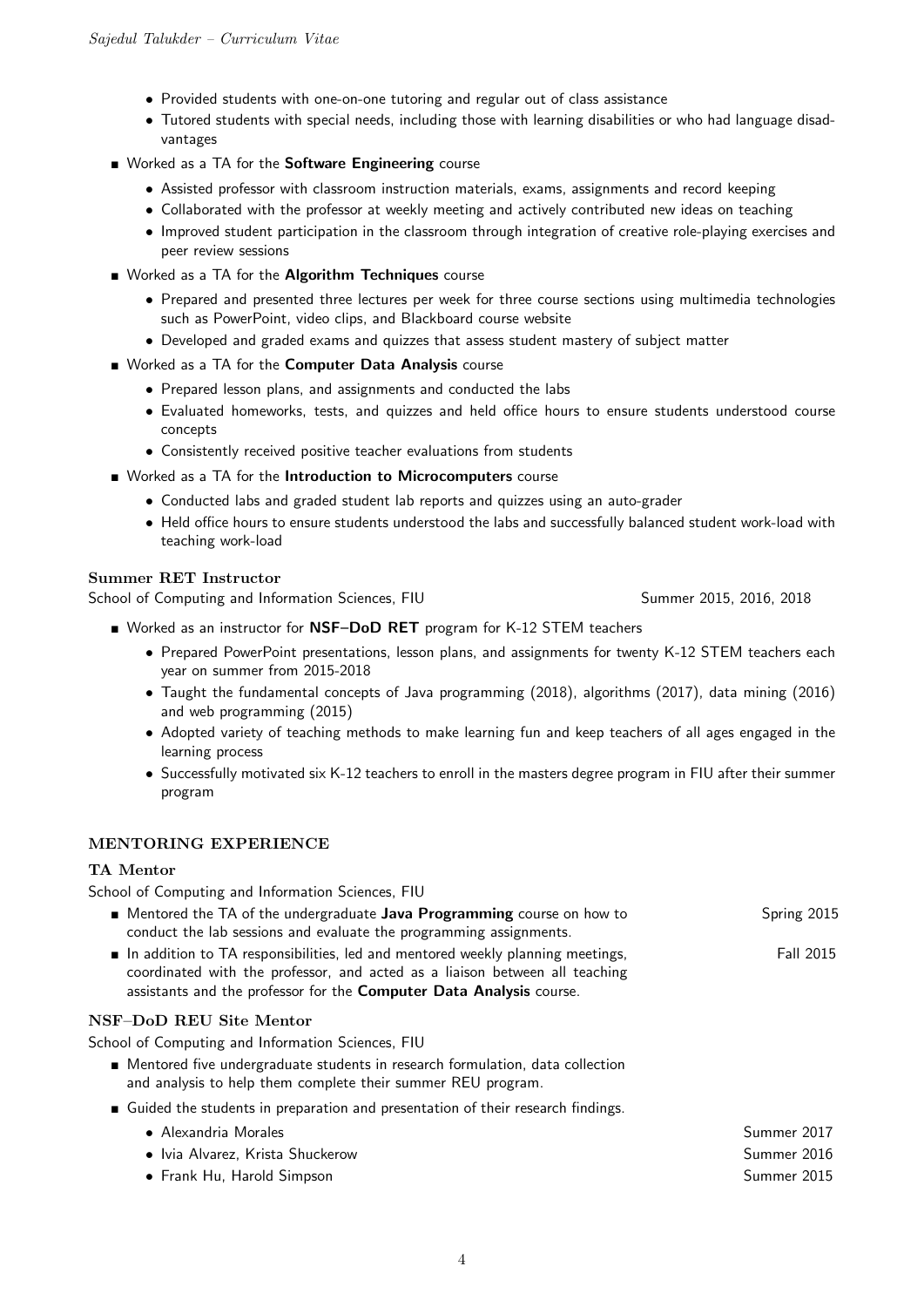- Provided students with one-on-one tutoring and regular out of class assistance
- Tutored students with special needs, including those with learning disabilities or who had language disadvantages

- Worked as a TA for the **Software Engineering** course
  - Assisted professor with classroom instruction materials, exams, assignments and record keeping
  - Collaborated with the professor at weekly meeting and actively contributed new ideas on teaching
  - Improved student participation in the classroom through integration of creative role-playing exercises and peer review sessions
- Worked as a TA for the **Algorithm Techniques** course
  - Prepared and presented three lectures per week for three course sections using multimedia technologies such as PowerPoint, video clips, and Blackboard course website
  - Developed and graded exams and quizzes that assess student mastery of subject matter
- Worked as a TA for the **Computer Data Analysis** course
  - Prepared lesson plans, and assignments and conducted the labs
  - Evaluated homeworks, tests, and quizzes and held office hours to ensure students understood course concepts
  - Consistently received positive teacher evaluations from students
- Worked as a TA for the **Introduction to Microcomputers** course
  - Conducted labs and graded student lab reports and quizzes using an auto-grader
  - Held office hours to ensure students understood the labs and successfully balanced student work-load with teaching work-load

**Summer RET Instructor**
School of Computing and Information Sciences, FIU — Summer 2015, 2016, 2018

- Worked as an instructor for **NSF–DoD RET** program for K-12 STEM teachers
  - Prepared PowerPoint presentations, lesson plans, and assignments for twenty K-12 STEM teachers each year on summer from 2015-2018
  - Taught the fundamental concepts of Java programming (2018), algorithms (2017), data mining (2016) and web programming (2015)
  - Adopted variety of teaching methods to make learning fun and keep teachers of all ages engaged in the learning process
  - Successfully motivated six K-12 teachers to enroll in the masters degree program in FIU after their summer program

## MENTORING EXPERIENCE

**TA Mentor**
School of Computing and Information Sciences, FIU

- Mentored the TA of the undergraduate **Java Programming** course on how to conduct the lab sessions and evaluate the programming assignments. — Spring 2015
- In addition to TA responsibilities, led and mentored weekly planning meetings, coordinated with the professor, and acted as a liaison between all teaching assistants and the professor for the **Computer Data Analysis** course. — Fall 2015

**NSF–DoD REU Site Mentor**
School of Computing and Information Sciences, FIU

- Mentored five undergraduate students in research formulation, data collection and analysis to help them complete their summer REU program.
- Guided the students in preparation and presentation of their research findings.
  - Alexandria Morales — Summer 2017
  - Ivia Alvarez, Krista Shuckerow — Summer 2016
  - Frank Hu, Harold Simpson — Summer 2015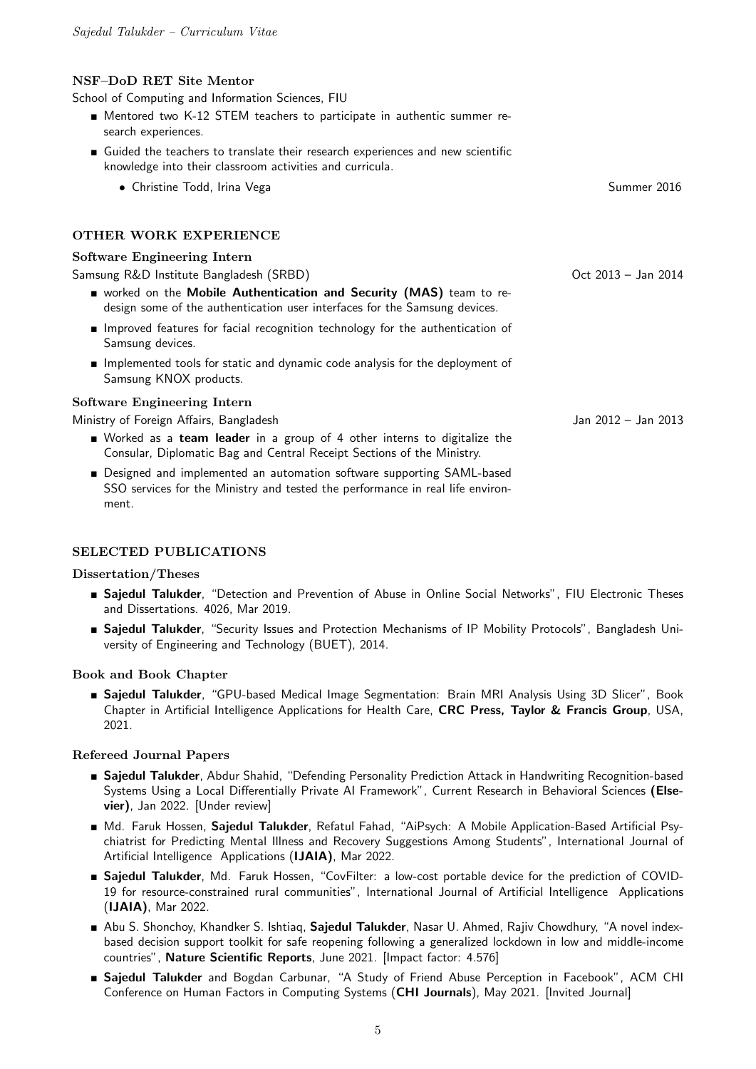### NSF–DoD RET Site Mentor

School of Computing and Information Sciences, FIU

- Mentored two K-12 STEM teachers to participate in authentic summer research experiences.
- Guided the teachers to translate their research experiences and new scientific knowledge into their classroom activities and curricula.
  - Christine Todd, Irina Vega — Summer 2016

## OTHER WORK EXPERIENCE

### Software Engineering Intern

Samsung R&D Institute Bangladesh (SRBD) — Oct 2013 – Jan 2014

- worked on the **Mobile Authentication and Security (MAS)** team to redesign some of the authentication user interfaces for the Samsung devices.
- Improved features for facial recognition technology for the authentication of Samsung devices.
- Implemented tools for static and dynamic code analysis for the deployment of Samsung KNOX products.

### Software Engineering Intern

Ministry of Foreign Affairs, Bangladesh — Jan 2012 – Jan 2013

- Worked as a **team leader** in a group of 4 other interns to digitalize the Consular, Diplomatic Bag and Central Receipt Sections of the Ministry.
- Designed and implemented an automation software supporting SAML-based SSO services for the Ministry and tested the performance in real life environment.

## SELECTED PUBLICATIONS

### Dissertation/Theses

- **Sajedul Talukder**, "Detection and Prevention of Abuse in Online Social Networks", FIU Electronic Theses and Dissertations. 4026, Mar 2019.
- **Sajedul Talukder**, "Security Issues and Protection Mechanisms of IP Mobility Protocols", Bangladesh University of Engineering and Technology (BUET), 2014.

### Book and Book Chapter

- **Sajedul Talukder**, "GPU-based Medical Image Segmentation: Brain MRI Analysis Using 3D Slicer", Book Chapter in Artificial Intelligence Applications for Health Care, **CRC Press, Taylor & Francis Group**, USA, 2021.

### Refereed Journal Papers

- **Sajedul Talukder**, Abdur Shahid, "Defending Personality Prediction Attack in Handwriting Recognition-based Systems Using a Local Differentially Private AI Framework", Current Research in Behavioral Sciences **(Elsevier)**, Jan 2022. [Under review]
- Md. Faruk Hossen, **Sajedul Talukder**, Refatul Fahad, "AiPsych: A Mobile Application-Based Artificial Psychiatrist for Predicting Mental Illness and Recovery Suggestions Among Students", International Journal of Artificial Intelligence Applications (**IJAIA)**, Mar 2022.
- **Sajedul Talukder**, Md. Faruk Hossen, "CovFilter: a low-cost portable device for the prediction of COVID-19 for resource-constrained rural communities", International Journal of Artificial Intelligence Applications (**IJAIA)**, Mar 2022.
- Abu S. Shonchoy, Khandker S. Ishtiaq, **Sajedul Talukder**, Nasar U. Ahmed, Rajiv Chowdhury, "A novel index-based decision support toolkit for safe reopening following a generalized lockdown in low and middle-income countries", **Nature Scientific Reports**, June 2021. [Impact factor: 4.576]
- **Sajedul Talukder** and Bogdan Carbunar, "A Study of Friend Abuse Perception in Facebook", ACM CHI Conference on Human Factors in Computing Systems (**CHI Journals**), May 2021. [Invited Journal]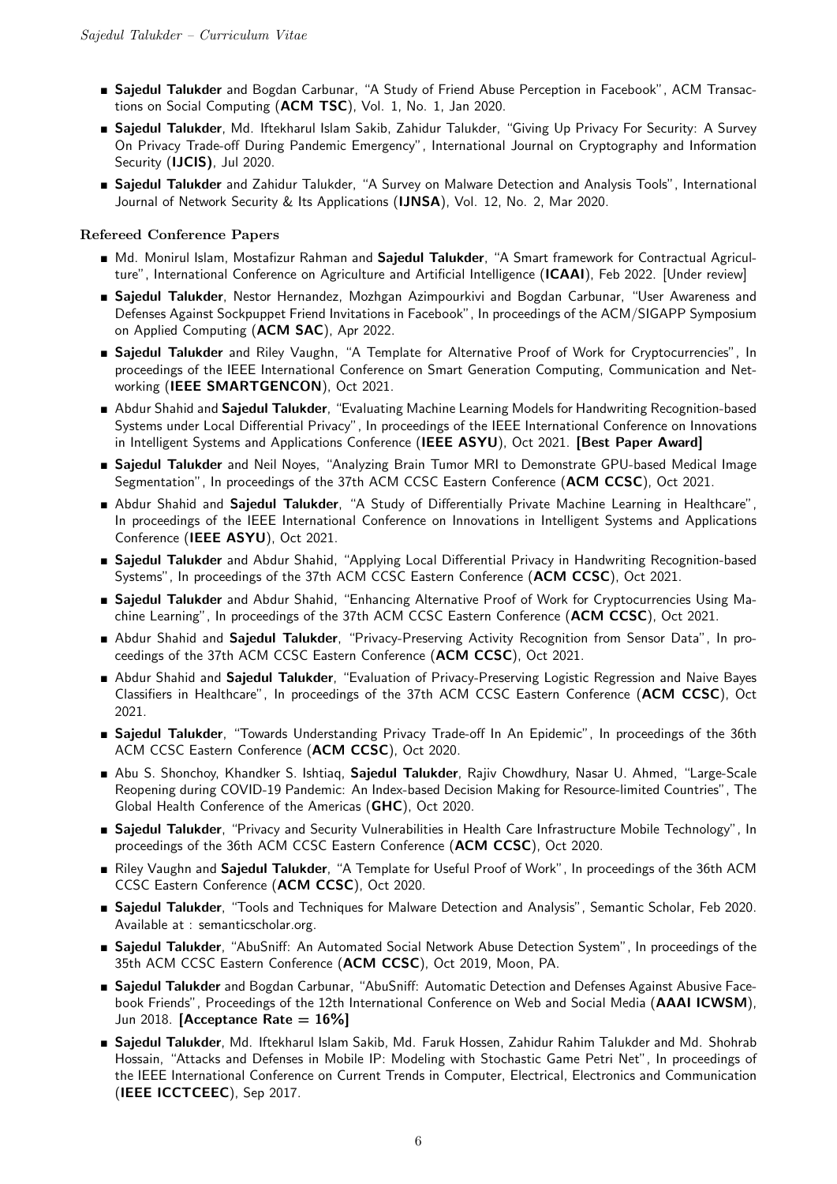- **Sajedul Talukder** and Bogdan Carbunar, "A Study of Friend Abuse Perception in Facebook", ACM Transactions on Social Computing (**ACM TSC**), Vol. 1, No. 1, Jan 2020.
- **Sajedul Talukder**, Md. Iftekharul Islam Sakib, Zahidur Talukder, "Giving Up Privacy For Security: A Survey On Privacy Trade-off During Pandemic Emergency", International Journal on Cryptography and Information Security (**IJCIS)**, Jul 2020.
- **Sajedul Talukder** and Zahidur Talukder, "A Survey on Malware Detection and Analysis Tools", International Journal of Network Security & Its Applications (**IJNSA**), Vol. 12, No. 2, Mar 2020.

### Refereed Conference Papers

- Md. Monirul Islam, Mostafizur Rahman and **Sajedul Talukder**, "A Smart framework for Contractual Agriculture", International Conference on Agriculture and Artificial Intelligence (**ICAAI**), Feb 2022. [Under review]
- **Sajedul Talukder**, Nestor Hernandez, Mozhgan Azimpourkivi and Bogdan Carbunar, "User Awareness and Defenses Against Sockpuppet Friend Invitations in Facebook", In proceedings of the ACM/SIGAPP Symposium on Applied Computing (**ACM SAC**), Apr 2022.
- **Sajedul Talukder** and Riley Vaughn, "A Template for Alternative Proof of Work for Cryptocurrencies", In proceedings of the IEEE International Conference on Smart Generation Computing, Communication and Networking (**IEEE SMARTGENCON**), Oct 2021.
- Abdur Shahid and **Sajedul Talukder**, "Evaluating Machine Learning Models for Handwriting Recognition-based Systems under Local Differential Privacy", In proceedings of the IEEE International Conference on Innovations in Intelligent Systems and Applications Conference (**IEEE ASYU**), Oct 2021. **[Best Paper Award]**
- **Sajedul Talukder** and Neil Noyes, "Analyzing Brain Tumor MRI to Demonstrate GPU-based Medical Image Segmentation", In proceedings of the 37th ACM CCSC Eastern Conference (**ACM CCSC**), Oct 2021.
- Abdur Shahid and **Sajedul Talukder**, "A Study of Differentially Private Machine Learning in Healthcare", In proceedings of the IEEE International Conference on Innovations in Intelligent Systems and Applications Conference (**IEEE ASYU**), Oct 2021.
- **Sajedul Talukder** and Abdur Shahid, "Applying Local Differential Privacy in Handwriting Recognition-based Systems", In proceedings of the 37th ACM CCSC Eastern Conference (**ACM CCSC**), Oct 2021.
- **Sajedul Talukder** and Abdur Shahid, "Enhancing Alternative Proof of Work for Cryptocurrencies Using Machine Learning", In proceedings of the 37th ACM CCSC Eastern Conference (**ACM CCSC**), Oct 2021.
- Abdur Shahid and **Sajedul Talukder**, "Privacy-Preserving Activity Recognition from Sensor Data", In proceedings of the 37th ACM CCSC Eastern Conference (**ACM CCSC**), Oct 2021.
- Abdur Shahid and **Sajedul Talukder**, "Evaluation of Privacy-Preserving Logistic Regression and Naive Bayes Classifiers in Healthcare", In proceedings of the 37th ACM CCSC Eastern Conference (**ACM CCSC**), Oct 2021.
- **Sajedul Talukder**, "Towards Understanding Privacy Trade-off In An Epidemic", In proceedings of the 36th ACM CCSC Eastern Conference (**ACM CCSC**), Oct 2020.
- Abu S. Shonchoy, Khandker S. Ishtiaq, **Sajedul Talukder**, Rajiv Chowdhury, Nasar U. Ahmed, "Large-Scale Reopening during COVID-19 Pandemic: An Index-based Decision Making for Resource-limited Countries", The Global Health Conference of the Americas (**GHC**), Oct 2020.
- **Sajedul Talukder**, "Privacy and Security Vulnerabilities in Health Care Infrastructure Mobile Technology", In proceedings of the 36th ACM CCSC Eastern Conference (**ACM CCSC**), Oct 2020.
- Riley Vaughn and **Sajedul Talukder**, "A Template for Useful Proof of Work", In proceedings of the 36th ACM CCSC Eastern Conference (**ACM CCSC**), Oct 2020.
- **Sajedul Talukder**, "Tools and Techniques for Malware Detection and Analysis", Semantic Scholar, Feb 2020. Available at : semanticscholar.org.
- **Sajedul Talukder**, "AbuSniff: An Automated Social Network Abuse Detection System", In proceedings of the 35th ACM CCSC Eastern Conference (**ACM CCSC**), Oct 2019, Moon, PA.
- **Sajedul Talukder** and Bogdan Carbunar, "AbuSniff: Automatic Detection and Defenses Against Abusive Facebook Friends", Proceedings of the 12th International Conference on Web and Social Media (**AAAI ICWSM**), Jun 2018. **[Acceptance Rate = 16%]**
- **Sajedul Talukder**, Md. Iftekharul Islam Sakib, Md. Faruk Hossen, Zahidur Rahim Talukder and Md. Shohrab Hossain, "Attacks and Defenses in Mobile IP: Modeling with Stochastic Game Petri Net", In proceedings of the IEEE International Conference on Current Trends in Computer, Electrical, Electronics and Communication (**IEEE ICCTCEEC**), Sep 2017.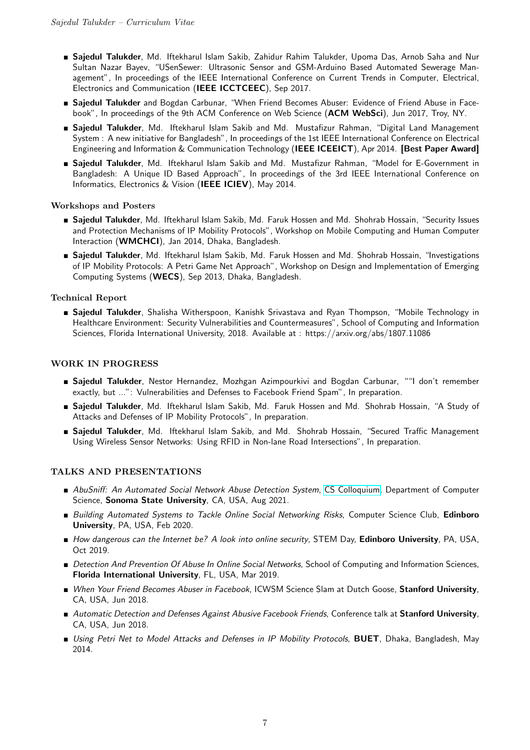- **Sajedul Talukder**, Md. Iftekharul Islam Sakib, Zahidur Rahim Talukder, Upoma Das, Arnob Saha and Nur Sultan Nazar Bayev, "USenSewer: Ultrasonic Sensor and GSM-Arduino Based Automated Sewerage Management", In proceedings of the IEEE International Conference on Current Trends in Computer, Electrical, Electronics and Communication (**IEEE ICCTCEEC**), Sep 2017.
- **Sajedul Talukder** and Bogdan Carbunar, "When Friend Becomes Abuser: Evidence of Friend Abuse in Facebook", In proceedings of the 9th ACM Conference on Web Science (**ACM WebSci**), Jun 2017, Troy, NY.
- **Sajedul Talukder**, Md. Iftekharul Islam Sakib and Md. Mustafizur Rahman, "Digital Land Management System : A new initiative for Bangladesh", In proceedings of the 1st IEEE International Conference on Electrical Engineering and Information & Communication Technology (**IEEE ICEEICT**), Apr 2014. **[Best Paper Award]**
- **Sajedul Talukder**, Md. Iftekharul Islam Sakib and Md. Mustafizur Rahman, "Model for E-Government in Bangladesh: A Unique ID Based Approach", In proceedings of the 3rd IEEE International Conference on Informatics, Electronics & Vision (**IEEE ICIEV**), May 2014.

### Workshops and Posters

- **Sajedul Talukder**, Md. Iftekharul Islam Sakib, Md. Faruk Hossen and Md. Shohrab Hossain, "Security Issues and Protection Mechanisms of IP Mobility Protocols", Workshop on Mobile Computing and Human Computer Interaction (**WMCHCI**), Jan 2014, Dhaka, Bangladesh.
- **Sajedul Talukder**, Md. Iftekharul Islam Sakib, Md. Faruk Hossen and Md. Shohrab Hossain, "Investigations of IP Mobility Protocols: A Petri Game Net Approach", Workshop on Design and Implementation of Emerging Computing Systems (**WECS**), Sep 2013, Dhaka, Bangladesh.

### Technical Report

- **Sajedul Talukder**, Shalisha Witherspoon, Kanishk Srivastava and Ryan Thompson, "Mobile Technology in Healthcare Environment: Security Vulnerabilities and Countermeasures", School of Computing and Information Sciences, Florida International University, 2018. Available at : https://arxiv.org/abs/1807.11086

## WORK IN PROGRESS

- **Sajedul Talukder**, Nestor Hernandez, Mozhgan Azimpourkivi and Bogdan Carbunar, ""I don't remember exactly, but ..."": Vulnerabilities and Defenses to Facebook Friend Spam", In preparation.
- **Sajedul Talukder**, Md. Iftekharul Islam Sakib, Md. Faruk Hossen and Md. Shohrab Hossain, "A Study of Attacks and Defenses of IP Mobility Protocols", In preparation.
- **Sajedul Talukder**, Md. Iftekharul Islam Sakib, and Md. Shohrab Hossain, "Secured Traffic Management Using Wireless Sensor Networks: Using RFID in Non-lane Road Intersections", In preparation.

## TALKS AND PRESENTATIONS

- *AbuSniff: An Automated Social Network Abuse Detection System*, CS Colloquium, Department of Computer Science, **Sonoma State University**, CA, USA, Aug 2021.
- *Building Automated Systems to Tackle Online Social Networking Risks*, Computer Science Club, **Edinboro University**, PA, USA, Feb 2020.
- *How dangerous can the Internet be? A look into online security*, STEM Day, **Edinboro University**, PA, USA, Oct 2019.
- *Detection And Prevention Of Abuse In Online Social Networks*, School of Computing and Information Sciences, **Florida International University**, FL, USA, Mar 2019.
- *When Your Friend Becomes Abuser in Facebook*, ICWSM Science Slam at Dutch Goose, **Stanford University**, CA, USA, Jun 2018.
- *Automatic Detection and Defenses Against Abusive Facebook Friends*, Conference talk at **Stanford University**, CA, USA, Jun 2018.
- *Using Petri Net to Model Attacks and Defenses in IP Mobility Protocols*, **BUET**, Dhaka, Bangladesh, May 2014.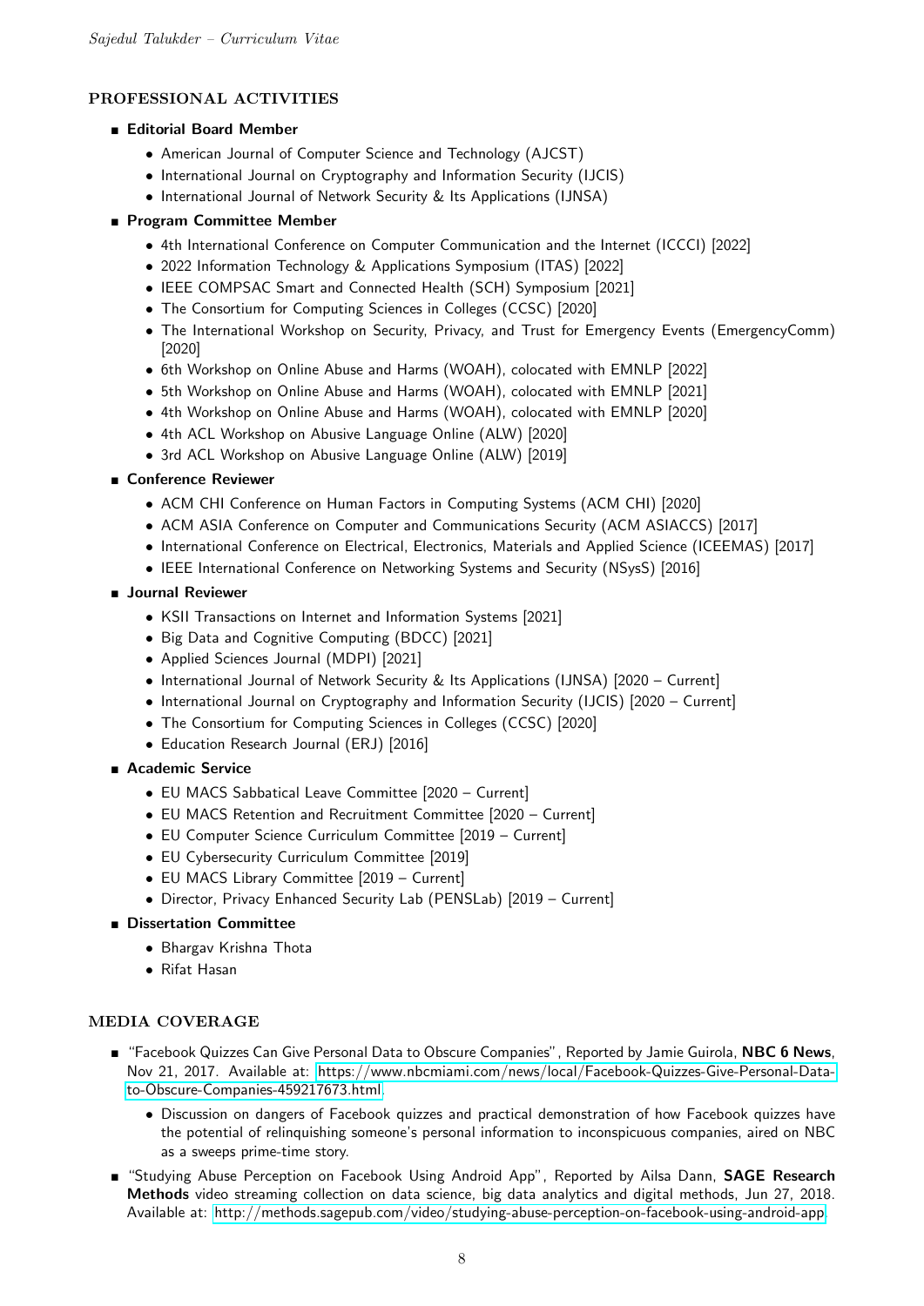## PROFESSIONAL ACTIVITIES

- **Editorial Board Member**
  - American Journal of Computer Science and Technology (AJCST)
  - International Journal on Cryptography and Information Security (IJCIS)
  - International Journal of Network Security & Its Applications (IJNSA)
- **Program Committee Member**
  - 4th International Conference on Computer Communication and the Internet (ICCCI) [2022]
  - 2022 Information Technology & Applications Symposium (ITAS) [2022]
  - IEEE COMPSAC Smart and Connected Health (SCH) Symposium [2021]
  - The Consortium for Computing Sciences in Colleges (CCSC) [2020]
  - The International Workshop on Security, Privacy, and Trust for Emergency Events (EmergencyComm) [2020]
  - 6th Workshop on Online Abuse and Harms (WOAH), colocated with EMNLP [2022]
  - 5th Workshop on Online Abuse and Harms (WOAH), colocated with EMNLP [2021]
  - 4th Workshop on Online Abuse and Harms (WOAH), colocated with EMNLP [2020]
  - 4th ACL Workshop on Abusive Language Online (ALW) [2020]
  - 3rd ACL Workshop on Abusive Language Online (ALW) [2019]
- **Conference Reviewer**
  - ACM CHI Conference on Human Factors in Computing Systems (ACM CHI) [2020]
  - ACM ASIA Conference on Computer and Communications Security (ACM ASIACCS) [2017]
  - International Conference on Electrical, Electronics, Materials and Applied Science (ICEEMAS) [2017]
  - IEEE International Conference on Networking Systems and Security (NSysS) [2016]
- **Journal Reviewer**
  - KSII Transactions on Internet and Information Systems [2021]
  - Big Data and Cognitive Computing (BDCC) [2021]
  - Applied Sciences Journal (MDPI) [2021]
  - International Journal of Network Security & Its Applications (IJNSA) [2020 – Current]
  - International Journal on Cryptography and Information Security (IJCIS) [2020 – Current]
  - The Consortium for Computing Sciences in Colleges (CCSC) [2020]
  - Education Research Journal (ERJ) [2016]
- **Academic Service**
  - EU MACS Sabbatical Leave Committee [2020 – Current]
  - EU MACS Retention and Recruitment Committee [2020 – Current]
  - EU Computer Science Curriculum Committee [2019 – Current]
  - EU Cybersecurity Curriculum Committee [2019]
  - EU MACS Library Committee [2019 – Current]
  - Director, Privacy Enhanced Security Lab (PENSLab) [2019 – Current]
- **Dissertation Committee**
  - Bhargav Krishna Thota
  - Rifat Hasan

## MEDIA COVERAGE

- "Facebook Quizzes Can Give Personal Data to Obscure Companies", Reported by Jamie Guirola, **NBC 6 News**, Nov 21, 2017. Available at: https://www.nbcmiami.com/news/local/Facebook-Quizzes-Give-Personal-Data-to-Obscure-Companies-459217673.html.
  - Discussion on dangers of Facebook quizzes and practical demonstration of how Facebook quizzes have the potential of relinquishing someone's personal information to inconspicuous companies, aired on NBC as a sweeps prime-time story.
- "Studying Abuse Perception on Facebook Using Android App", Reported by Ailsa Dann, **SAGE Research Methods** video streaming collection on data science, big data analytics and digital methods, Jun 27, 2018. Available at: http://methods.sagepub.com/video/studying-abuse-perception-on-facebook-using-android-app.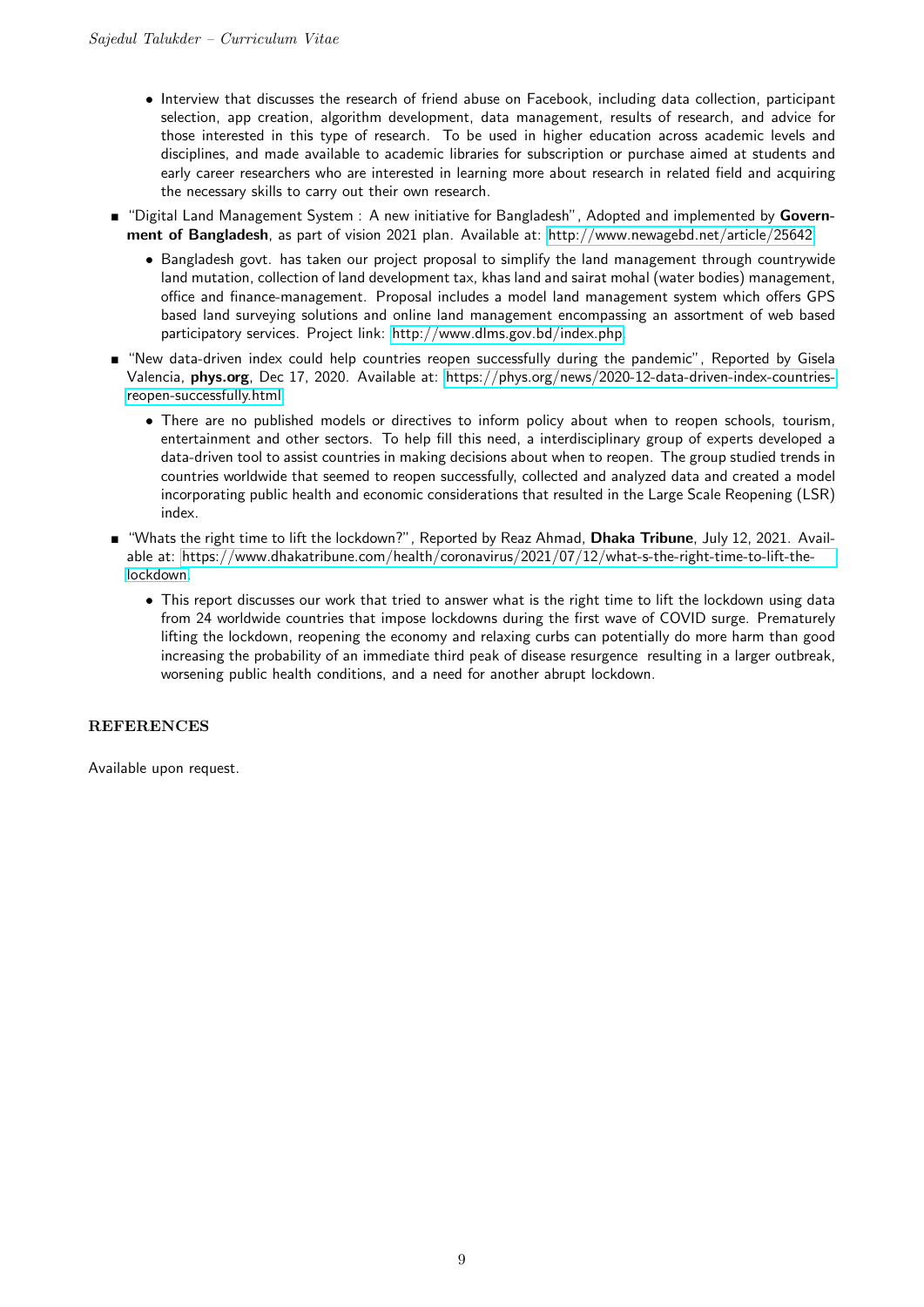- Interview that discusses the research of friend abuse on Facebook, including data collection, participant selection, app creation, algorithm development, data management, results of research, and advice for those interested in this type of research. To be used in higher education across academic levels and disciplines, and made available to academic libraries for subscription or purchase aimed at students and early career researchers who are interested in learning more about research in related field and acquiring the necessary skills to carry out their own research.

- "Digital Land Management System : A new initiative for Bangladesh", Adopted and implemented by **Government of Bangladesh**, as part of vision 2021 plan. Available at: http://www.newagebd.net/article/25642
  - Bangladesh govt. has taken our project proposal to simplify the land management through countrywide land mutation, collection of land development tax, khas land and sairat mohal (water bodies) management, office and finance-management. Proposal includes a model land management system which offers GPS based land surveying solutions and online land management encompassing an assortment of web based participatory services. Project link: http://www.dlms.gov.bd/index.php.

- "New data-driven index could help countries reopen successfully during the pandemic", Reported by Gisela Valencia, **phys.org**, Dec 17, 2020. Available at: https://phys.org/news/2020-12-data-driven-index-countries-reopen-successfully.html
  - There are no published models or directives to inform policy about when to reopen schools, tourism, entertainment and other sectors. To help fill this need, a interdisciplinary group of experts developed a data-driven tool to assist countries in making decisions about when to reopen. The group studied trends in countries worldwide that seemed to reopen successfully, collected and analyzed data and created a model incorporating public health and economic considerations that resulted in the Large Scale Reopening (LSR) index.

- "Whats the right time to lift the lockdown?", Reported by Reaz Ahmad, **Dhaka Tribune**, July 12, 2021. Available at: https://www.dhakatribune.com/health/coronavirus/2021/07/12/what-s-the-right-time-to-lift-the-lockdown.
  - This report discusses our work that tried to answer what is the right time to lift the lockdown using data from 24 worldwide countries that impose lockdowns during the first wave of COVID surge. Prematurely lifting the lockdown, reopening the economy and relaxing curbs can potentially do more harm than good increasing the probability of an immediate third peak of disease resurgence resulting in a larger outbreak, worsening public health conditions, and a need for another abrupt lockdown.

## REFERENCES

Available upon request.